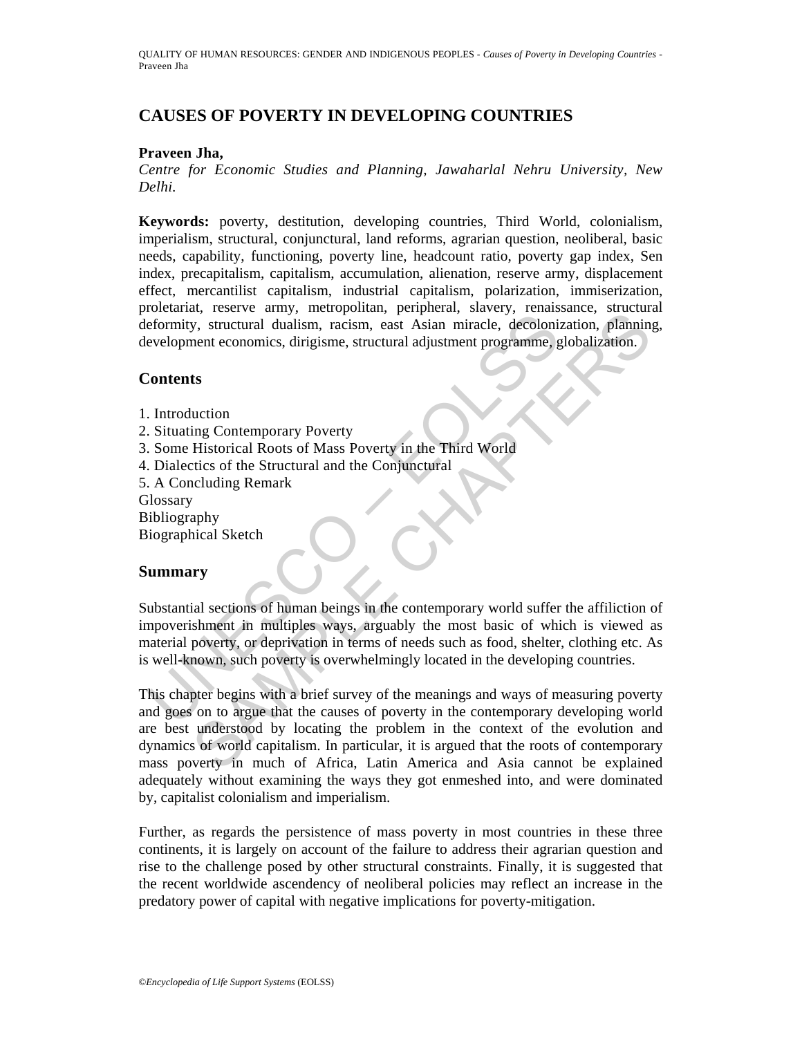# CAUSES OF POVERTY IN DEVELOPING COUNTRIES

**Praveen Jha,**
*Centre for Economic Studies and Planning, Jawaharlal Nehru University, New Delhi.*

**Keywords:** poverty, destitution, developing countries, Third World, colonialism, imperialism, structural, conjunctural, land reforms, agrarian question, neoliberal, basic needs, capability, functioning, poverty line, headcount ratio, poverty gap index, Sen index, precapitalism, capitalism, accumulation, alienation, reserve army, displacement effect, mercantilist capitalism, industrial capitalism, polarization, immiserization, proletariat, reserve army, metropolitan, peripheral, slavery, renaissance, structural deformity, structural dualism, racism, east Asian miracle, decolonization, planning, development economics, dirigisme, structural adjustment programme, globalization.

## Contents

1. Introduction
2. Situating Contemporary Poverty
3. Some Historical Roots of Mass Poverty in the Third World
4. Dialectics of the Structural and the Conjunctural
5. A Concluding Remark

Glossary
Bibliography
Biographical Sketch

## Summary

Substantial sections of human beings in the contemporary world suffer the affiliction of impoverishment in multiples ways, arguably the most basic of which is viewed as material poverty, or deprivation in terms of needs such as food, shelter, clothing etc. As is well-known, such poverty is overwhelmingly located in the developing countries.

This chapter begins with a brief survey of the meanings and ways of measuring poverty and goes on to argue that the causes of poverty in the contemporary developing world are best understood by locating the problem in the context of the evolution and dynamics of world capitalism. In particular, it is argued that the roots of contemporary mass poverty in much of Africa, Latin America and Asia cannot be explained adequately without examining the ways they got enmeshed into, and were dominated by, capitalist colonialism and imperialism.

Further, as regards the persistence of mass poverty in most countries in these three continents, it is largely on account of the failure to address their agrarian question and rise to the challenge posed by other structural constraints. Finally, it is suggested that the recent worldwide ascendency of neoliberal policies may reflect an increase in the predatory power of capital with negative implications for poverty-mitigation.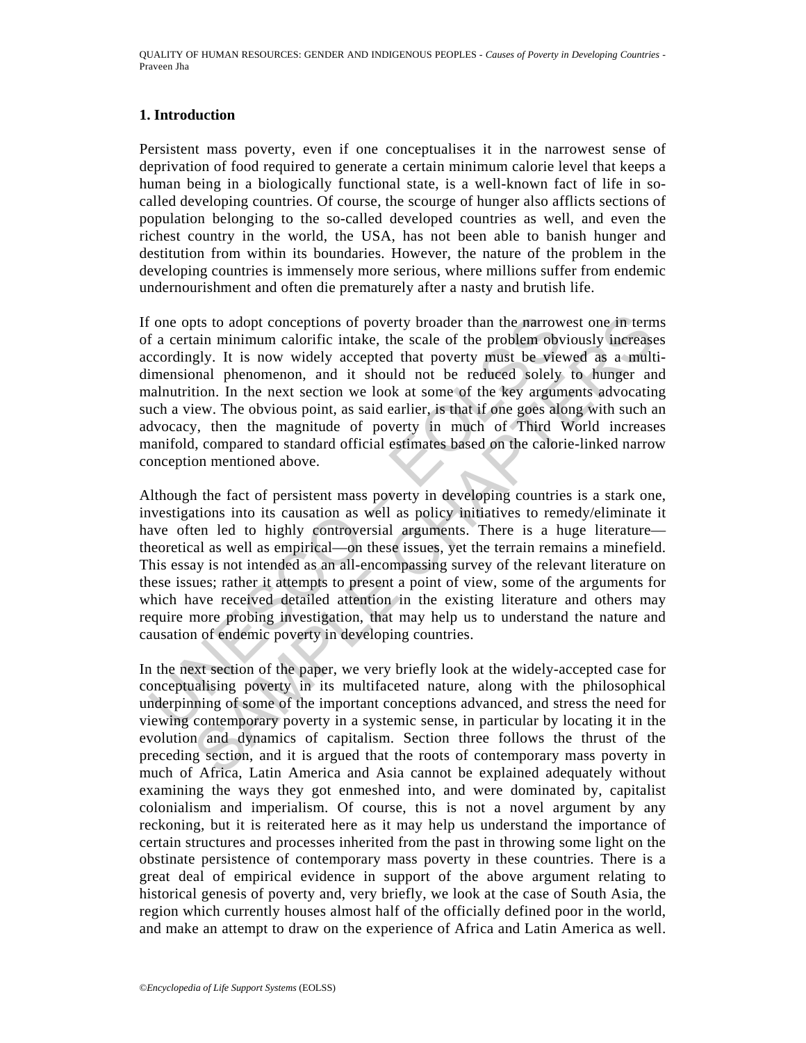## 1. Introduction

Persistent mass poverty, even if one conceptualises it in the narrowest sense of deprivation of food required to generate a certain minimum calorie level that keeps a human being in a biologically functional state, is a well-known fact of life in so-called developing countries. Of course, the scourge of hunger also afflicts sections of population belonging to the so-called developed countries as well, and even the richest country in the world, the USA, has not been able to banish hunger and destitution from within its boundaries. However, the nature of the problem in the developing countries is immensely more serious, where millions suffer from endemic undernourishment and often die prematurely after a nasty and brutish life.

If one opts to adopt conceptions of poverty broader than the narrowest one in terms of a certain minimum calorific intake, the scale of the problem obviously increases accordingly. It is now widely accepted that poverty must be viewed as a multi-dimensional phenomenon, and it should not be reduced solely to hunger and malnutrition. In the next section we look at some of the key arguments advocating such a view. The obvious point, as said earlier, is that if one goes along with such an advocacy, then the magnitude of poverty in much of Third World increases manifold, compared to standard official estimates based on the calorie-linked narrow conception mentioned above.

Although the fact of persistent mass poverty in developing countries is a stark one, investigations into its causation as well as policy initiatives to remedy/eliminate it have often led to highly controversial arguments. There is a huge literature—theoretical as well as empirical—on these issues, yet the terrain remains a minefield. This essay is not intended as an all-encompassing survey of the relevant literature on these issues; rather it attempts to present a point of view, some of the arguments for which have received detailed attention in the existing literature and others may require more probing investigation, that may help us to understand the nature and causation of endemic poverty in developing countries.

In the next section of the paper, we very briefly look at the widely-accepted case for conceptualising poverty in its multifaceted nature, along with the philosophical underpinning of some of the important conceptions advanced, and stress the need for viewing contemporary poverty in a systemic sense, in particular by locating it in the evolution and dynamics of capitalism. Section three follows the thrust of the preceding section, and it is argued that the roots of contemporary mass poverty in much of Africa, Latin America and Asia cannot be explained adequately without examining the ways they got enmeshed into, and were dominated by, capitalist colonialism and imperialism. Of course, this is not a novel argument by any reckoning, but it is reiterated here as it may help us understand the importance of certain structures and processes inherited from the past in throwing some light on the obstinate persistence of contemporary mass poverty in these countries. There is a great deal of empirical evidence in support of the above argument relating to historical genesis of poverty and, very briefly, we look at the case of South Asia, the region which currently houses almost half of the officially defined poor in the world, and make an attempt to draw on the experience of Africa and Latin America as well.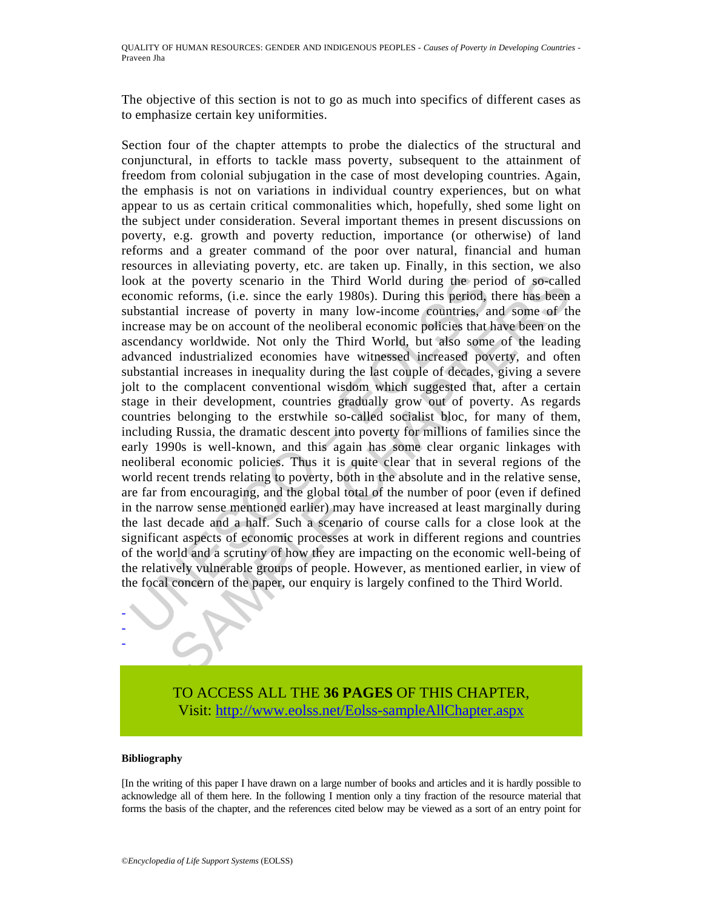The objective of this section is not to go as much into specifics of different cases as to emphasize certain key uniformities.

Section four of the chapter attempts to probe the dialectics of the structural and conjunctural, in efforts to tackle mass poverty, subsequent to the attainment of freedom from colonial subjugation in the case of most developing countries. Again, the emphasis is not on variations in individual country experiences, but on what appear to us as certain critical commonalities which, hopefully, shed some light on the subject under consideration. Several important themes in present discussions on poverty, e.g. growth and poverty reduction, importance (or otherwise) of land reforms and a greater command of the poor over natural, financial and human resources in alleviating poverty, etc. are taken up. Finally, in this section, we also look at the poverty scenario in the Third World during the period of so-called economic reforms, (i.e. since the early 1980s). During this period, there has been a substantial increase of poverty in many low-income countries, and some of the increase may be on account of the neoliberal economic policies that have been on the ascendancy worldwide. Not only the Third World, but also some of the leading advanced industrialized economies have witnessed increased poverty, and often substantial increases in inequality during the last couple of decades, giving a severe jolt to the complacent conventional wisdom which suggested that, after a certain stage in their development, countries gradually grow out of poverty. As regards countries belonging to the erstwhile so-called socialist bloc, for many of them, including Russia, the dramatic descent into poverty for millions of families since the early 1990s is well-known, and this again has some clear organic linkages with neoliberal economic policies. Thus it is quite clear that in several regions of the world recent trends relating to poverty, both in the absolute and in the relative sense, are far from encouraging, and the global total of the number of poor (even if defined in the narrow sense mentioned earlier) may have increased at least marginally during the last decade and a half. Such a scenario of course calls for a close look at the significant aspects of economic processes at work in different regions and countries of the world and a scrutiny of how they are impacting on the economic well-being of the relatively vulnerable groups of people. However, as mentioned earlier, in view of the focal concern of the paper, our enquiry is largely confined to the Third World.

-
-
-

TO ACCESS ALL THE **36 PAGES** OF THIS CHAPTER,
Visit: http://www.eolss.net/Eolss-sampleAllChapter.aspx

**Bibliography**

[In the writing of this paper I have drawn on a large number of books and articles and it is hardly possible to acknowledge all of them here. In the following I mention only a tiny fraction of the resource material that forms the basis of the chapter, and the references cited below may be viewed as a sort of an entry point for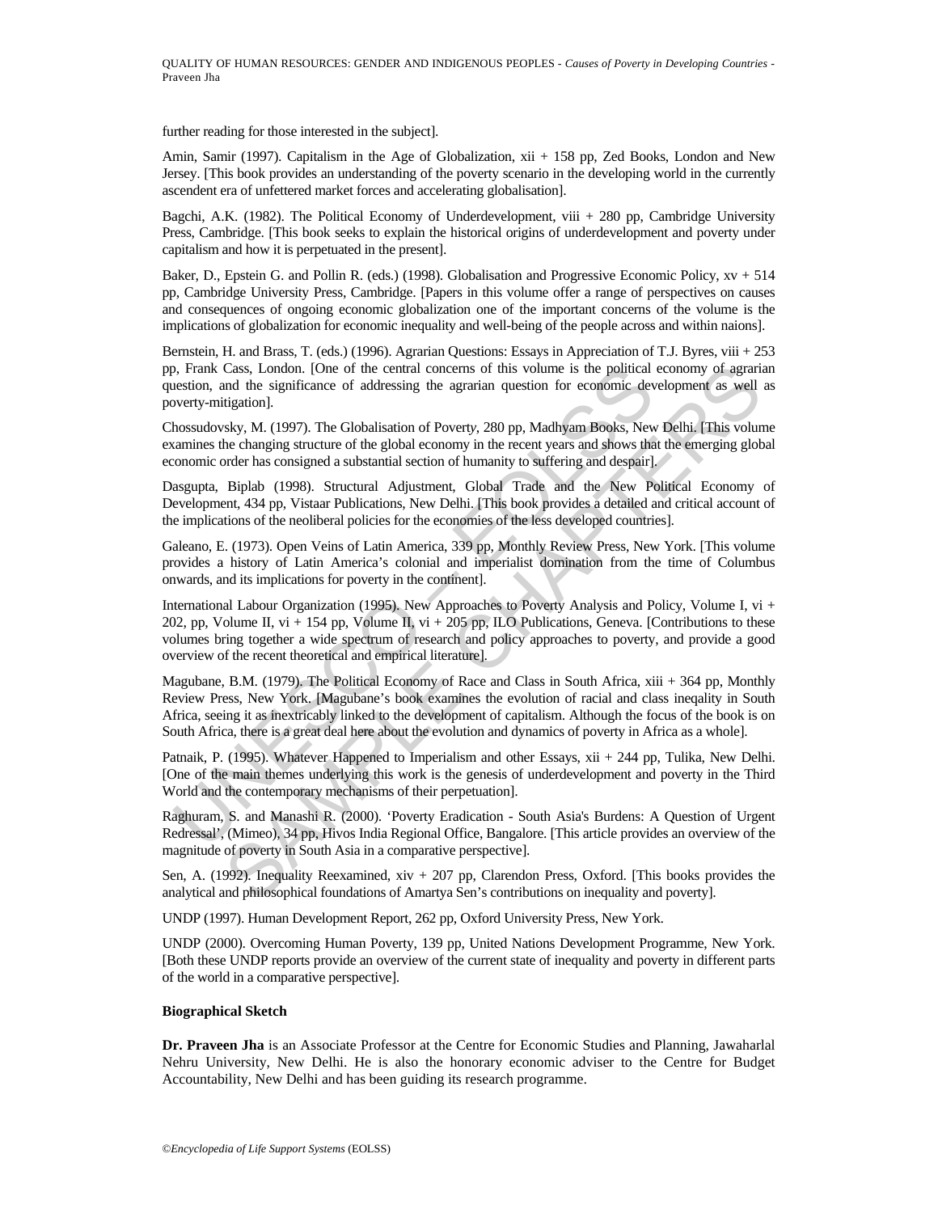further reading for those interested in the subject].

Amin, Samir (1997). Capitalism in the Age of Globalization, xii + 158 pp, Zed Books, London and New Jersey. [This book provides an understanding of the poverty scenario in the developing world in the currently ascendent era of unfettered market forces and accelerating globalisation].

Bagchi, A.K. (1982). The Political Economy of Underdevelopment, viii + 280 pp, Cambridge University Press, Cambridge. [This book seeks to explain the historical origins of underdevelopment and poverty under capitalism and how it is perpetuated in the present].

Baker, D., Epstein G. and Pollin R. (eds.) (1998). Globalisation and Progressive Economic Policy, xv + 514 pp, Cambridge University Press, Cambridge. [Papers in this volume offer a range of perspectives on causes and consequences of ongoing economic globalization one of the important concerns of the volume is the implications of globalization for economic inequality and well-being of the people across and within naions].

Bernstein, H. and Brass, T. (eds.) (1996). Agrarian Questions: Essays in Appreciation of T.J. Byres, viii + 253 pp, Frank Cass, London. [One of the central concerns of this volume is the political economy of agrarian question, and the significance of addressing the agrarian question for economic development as well as poverty-mitigation].

Chossudovsky, M. (1997). The Globalisation of Poverty, 280 pp, Madhyam Books, New Delhi. [This volume examines the changing structure of the global economy in the recent years and shows that the emerging global economic order has consigned a substantial section of humanity to suffering and despair].

Dasgupta, Biplab (1998). Structural Adjustment, Global Trade and the New Political Economy of Development, 434 pp, Vistaar Publications, New Delhi. [This book provides a detailed and critical account of the implications of the neoliberal policies for the economies of the less developed countries].

Galeano, E. (1973). Open Veins of Latin America, 339 pp, Monthly Review Press, New York. [This volume provides a history of Latin America's colonial and imperialist domination from the time of Columbus onwards, and its implications for poverty in the continent].

International Labour Organization (1995). New Approaches to Poverty Analysis and Policy, Volume I, vi + 202, pp, Volume II, vi + 154 pp, Volume II, vi + 205 pp, ILO Publications, Geneva. [Contributions to these volumes bring together a wide spectrum of research and policy approaches to poverty, and provide a good overview of the recent theoretical and empirical literature].

Magubane, B.M. (1979). The Political Economy of Race and Class in South Africa, xiii + 364 pp, Monthly Review Press, New York. [Magubane's book examines the evolution of racial and class ineqality in South Africa, seeing it as inextricably linked to the development of capitalism. Although the focus of the book is on South Africa, there is a great deal here about the evolution and dynamics of poverty in Africa as a whole].

Patnaik, P. (1995). Whatever Happened to Imperialism and other Essays, xii + 244 pp, Tulika, New Delhi. [One of the main themes underlying this work is the genesis of underdevelopment and poverty in the Third World and the contemporary mechanisms of their perpetuation].

Raghuram, S. and Manashi R. (2000). 'Poverty Eradication - South Asia's Burdens: A Question of Urgent Redressal', (Mimeo), 34 pp, Hivos India Regional Office, Bangalore. [This article provides an overview of the magnitude of poverty in South Asia in a comparative perspective].

Sen, A. (1992). Inequality Reexamined, xiv + 207 pp, Clarendon Press, Oxford. [This books provides the analytical and philosophical foundations of Amartya Sen's contributions on inequality and poverty].

UNDP (1997). Human Development Report, 262 pp, Oxford University Press, New York.

UNDP (2000). Overcoming Human Poverty, 139 pp, United Nations Development Programme, New York. [Both these UNDP reports provide an overview of the current state of inequality and poverty in different parts of the world in a comparative perspective].

**Biographical Sketch**

**Dr. Praveen Jha** is an Associate Professor at the Centre for Economic Studies and Planning, Jawaharlal Nehru University, New Delhi. He is also the honorary economic adviser to the Centre for Budget Accountability, New Delhi and has been guiding its research programme.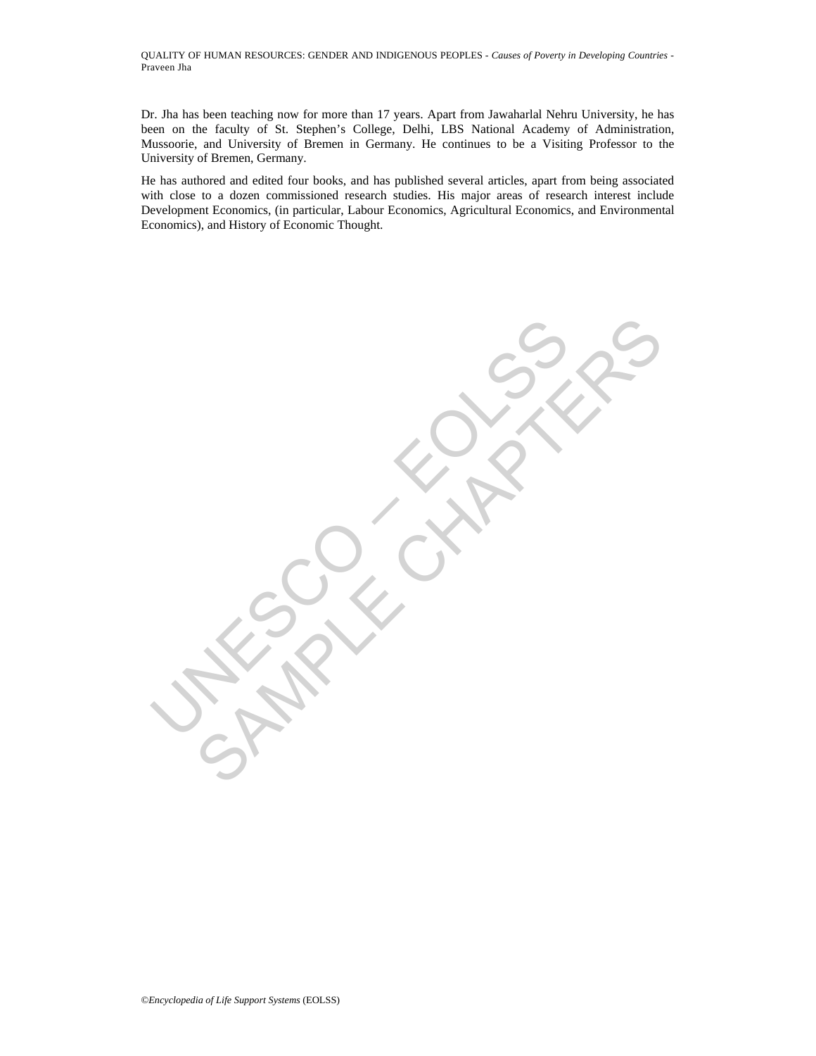Dr. Jha has been teaching now for more than 17 years. Apart from Jawaharlal Nehru University, he has been on the faculty of St. Stephen's College, Delhi, LBS National Academy of Administration, Mussoorie, and University of Bremen in Germany. He continues to be a Visiting Professor to the University of Bremen, Germany.

He has authored and edited four books, and has published several articles, apart from being associated with close to a dozen commissioned research studies. His major areas of research interest include Development Economics, (in particular, Labour Economics, Agricultural Economics, and Environmental Economics), and History of Economic Thought.